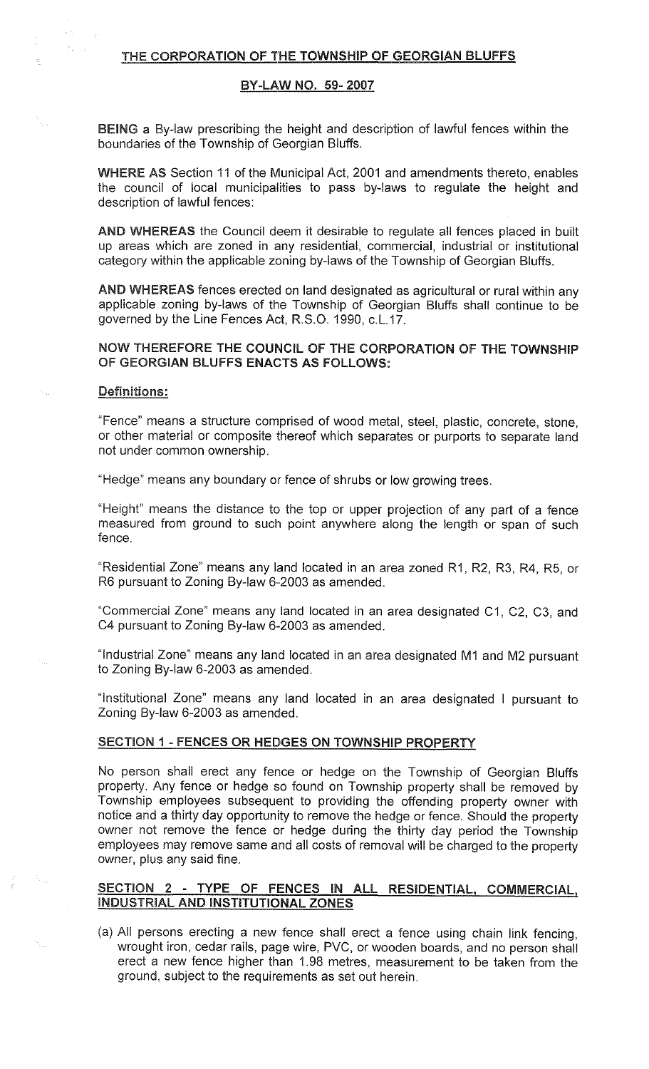# THE CORPORATION OF THE TOWNSHIP OF GEORGIAN BLUFFS

## BY-LAW NO. 59- 2007

**BEING** a By-law prescribing the height and description of lawful fences within the boundaries of the Township of Georgian Bluffs.

**WHERE AS** Section 11 of the Municipal Act, 2001 and amendments thereto, enables the council of local municipalities to pass by-laws to regulate the height and description of lawful fences:

**AND WHEREAS** the Council deem it desirable to regulate all fences placed in built up areas which are zoned in any residential, commercial, industrial or institutional category within the applicable zoning by-laws of the Township of Georgian Bluffs.

**AND WHEREAS** fences erected on land designated as agricultural or rural within any applicable zoning by-laws of the Township of Georgian Bluffs shall continue to be governed by the Line Fences Act, R.S.O. 1990, c.L.17.

**NOW THEREFORE THE COUNCIL OF THE CORPORATION OF THE TOWNSHIP OF GEORGIAN BLUFFS ENACTS AS FOLLOWS:**

### Definitions:

"Fence" means a structure comprised of wood metal, steel, plastic, concrete, stone, or other material or composite thereof which separates or purports to separate land not under common ownership.

"Hedge" means any boundary or fence of shrubs or low growing trees.

"Height" means the distance to the top or upper projection of any part of a fence measured from ground to such point anywhere along the length or span of such fence.

"Residential Zone" means any land located in an area zoned R1, R2, R3, R4, R5, or R6 pursuant to Zoning By-law 6-2003 as amended.

"Commercial Zone" means any land located in an area designated C1, C2, C3, and C4 pursuant to Zoning By-law 6-2003 as amended.

"Industrial Zone" means any land located in an area designated M1 and M2 pursuant to Zoning By-law 6-2003 as amended.

"Institutional Zone" means any land located in an area designated I pursuant to Zoning By-law 6-2003 as amended.

### SECTION 1 - FENCES OR HEDGES ON TOWNSHIP PROPERTY

No person shall erect any fence or hedge on the Township of Georgian Bluffs property. Any fence or hedge so found on Township property shall be removed by Township employees subsequent to providing the offending property owner with notice and a thirty day opportunity to remove the hedge or fence. Should the property owner not remove the fence or hedge during the thirty day period the Township employees may remove same and all costs of removal will be charged to the property owner, plus any said fine.

### SECTION 2 - TYPE OF FENCES IN ALL RESIDENTIAL, COMMERCIAL, INDUSTRIAL AND INSTITUTIONAL ZONES

(a) All persons erecting a new fence shall erect a fence using chain link fencing, wrought iron, cedar rails, page wire, PVC, or wooden boards, and no person shall erect a new fence higher than 1.98 metres, measurement to be taken from the ground, subject to the requirements as set out herein.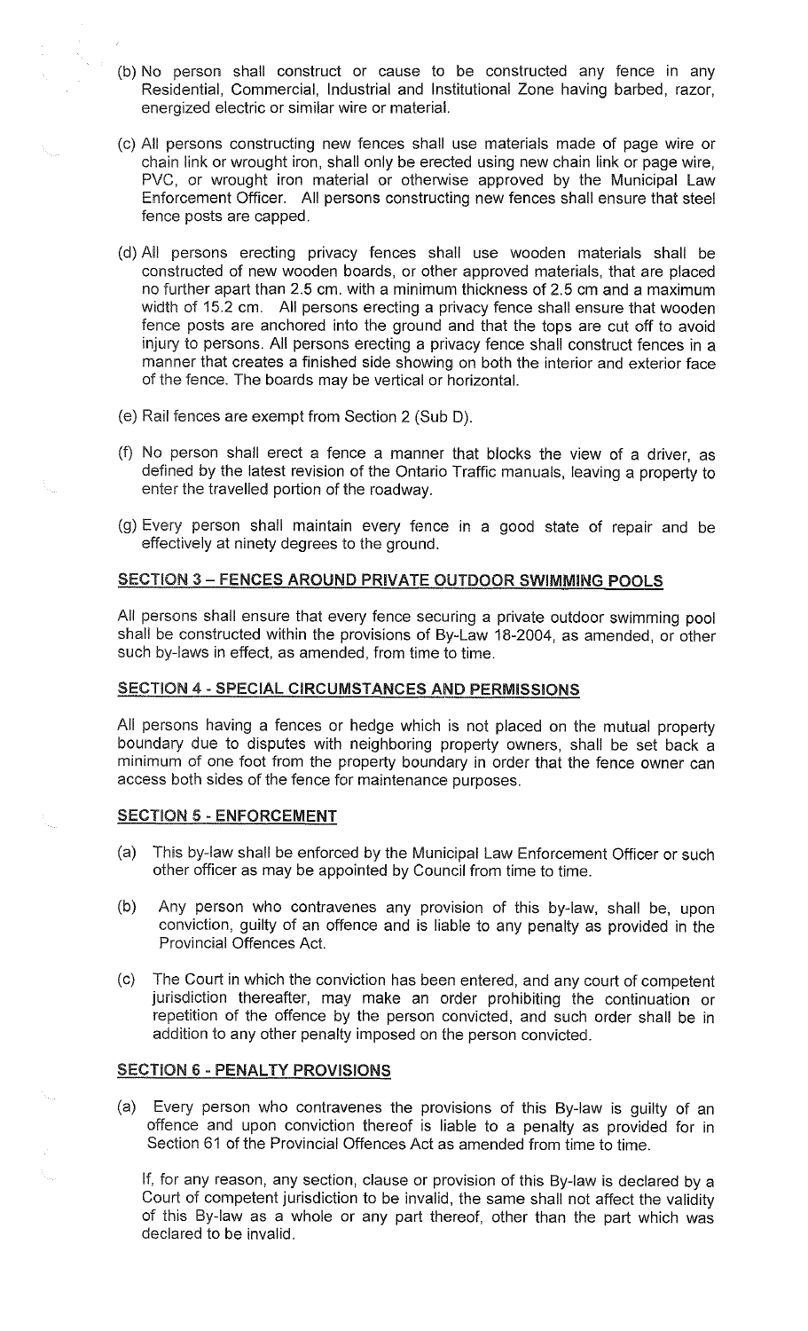(b) No person shall construct or cause to be constructed any fence in any Residential, Commercial, Industrial and Institutional Zone having barbed, razor, energized electric or similar wire or material.

(c) All persons constructing new fences shall use materials made of page wire or chain link or wrought iron, shall only be erected using new chain link or page wire, PVC, or wrought iron material or otherwise approved by the Municipal Law Enforcement Officer. All persons constructing new fences shall ensure that steel fence posts are capped.

(d) All persons erecting privacy fences shall use wooden materials shall be constructed of new wooden boards, or other approved materials, that are placed no further apart than 2.5 cm. with a minimum thickness of 2.5 cm and a maximum width of 15.2 cm. All persons erecting a privacy fence shall ensure that wooden fence posts are anchored into the ground and that the tops are cut off to avoid injury to persons. All persons erecting a privacy fence shall construct fences in a manner that creates a finished side showing on both the interior and exterior face of the fence. The boards may be vertical or horizontal.

(e) Rail fences are exempt from Section 2 (Sub D).

(f) No person shall erect a fence a manner that blocks the view of a driver, as defined by the latest revision of the Ontario Traffic manuals, leaving a property to enter the travelled portion of the roadway.

(g) Every person shall maintain every fence in a good state of repair and be effectively at ninety degrees to the ground.

## SECTION 3 – FENCES AROUND PRIVATE OUTDOOR SWIMMING POOLS

All persons shall ensure that every fence securing a private outdoor swimming pool shall be constructed within the provisions of By-Law 18-2004, as amended, or other such by-laws in effect, as amended, from time to time.

## SECTION 4 - SPECIAL CIRCUMSTANCES AND PERMISSIONS

All persons having a fences or hedge which is not placed on the mutual property boundary due to disputes with neighboring property owners, shall be set back a minimum of one foot from the property boundary in order that the fence owner can access both sides of the fence for maintenance purposes.

## SECTION 5 - ENFORCEMENT

(a) This by-law shall be enforced by the Municipal Law Enforcement Officer or such other officer as may be appointed by Council from time to time.

(b) Any person who contravenes any provision of this by-law, shall be, upon conviction, guilty of an offence and is liable to any penalty as provided in the Provincial Offences Act.

(c) The Court in which the conviction has been entered, and any court of competent jurisdiction thereafter, may make an order prohibiting the continuation or repetition of the offence by the person convicted, and such order shall be in addition to any other penalty imposed on the person convicted.

## SECTION 6 - PENALTY PROVISIONS

(a) Every person who contravenes the provisions of this By-law is guilty of an offence and upon conviction thereof is liable to a penalty as provided for in Section 61 of the Provincial Offences Act as amended from time to time.

If, for any reason, any section, clause or provision of this By-law is declared by a Court of competent jurisdiction to be invalid, the same shall not affect the validity of this By-law as a whole or any part thereof, other than the part which was declared to be invalid.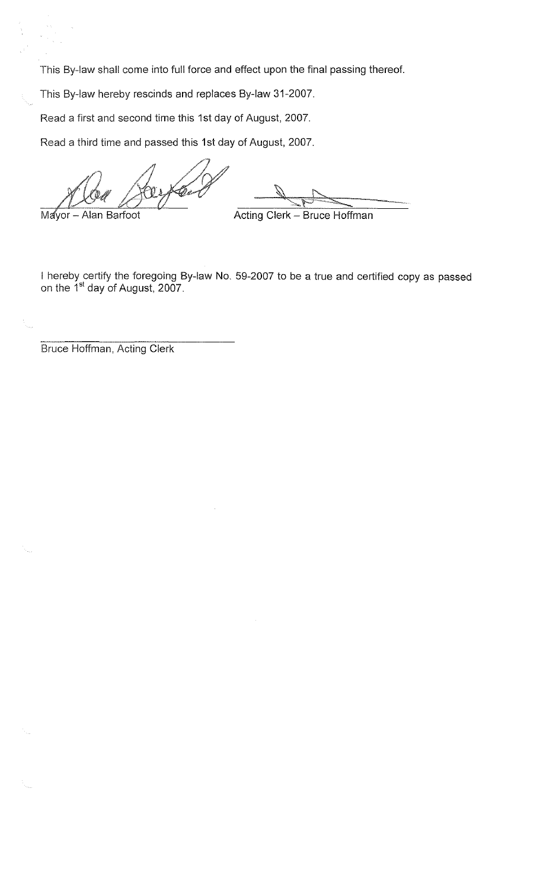This By-law shall come into full force and effect upon the final passing thereof.

This By-law hereby rescinds and replaces By-law 31-2007.

Read a first and second time this 1st day of August, 2007.

Read a third time and passed this 1st day of August, 2007.

Mayor – Alan Barfoot

Acting Clerk – Bruce Hoffman

I hereby certify the foregoing By-law No. 59-2007 to be a true and certified copy as passed on the 1st day of August, 2007.

Bruce Hoffman, Acting Clerk